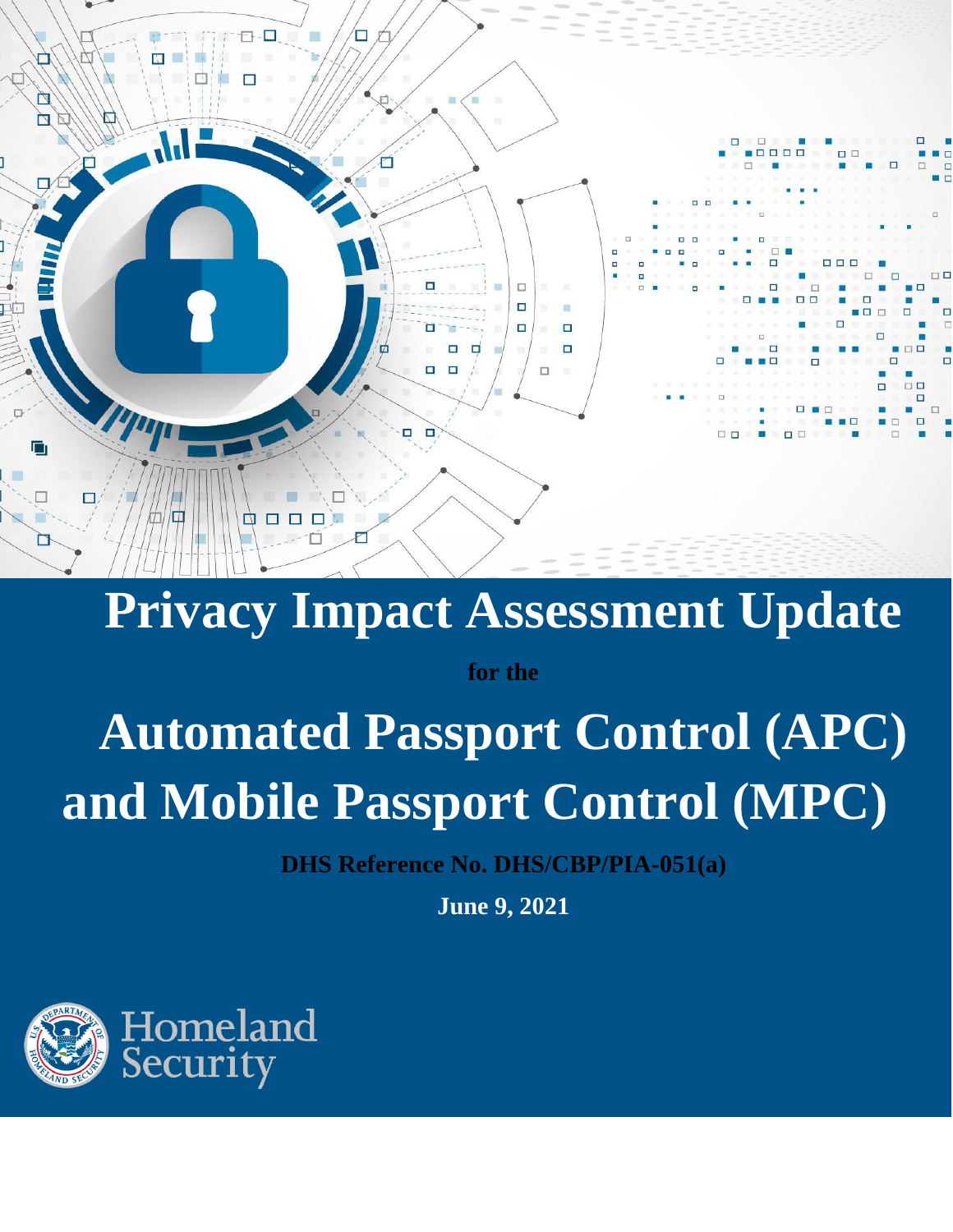# Privacy Impact Assessment Update

**for the**

# Automated Passport Control (APC) and Mobile Passport Control (MPC)

**DHS Reference No. DHS/CBP/PIA-051(a)**

**June 9, 2021**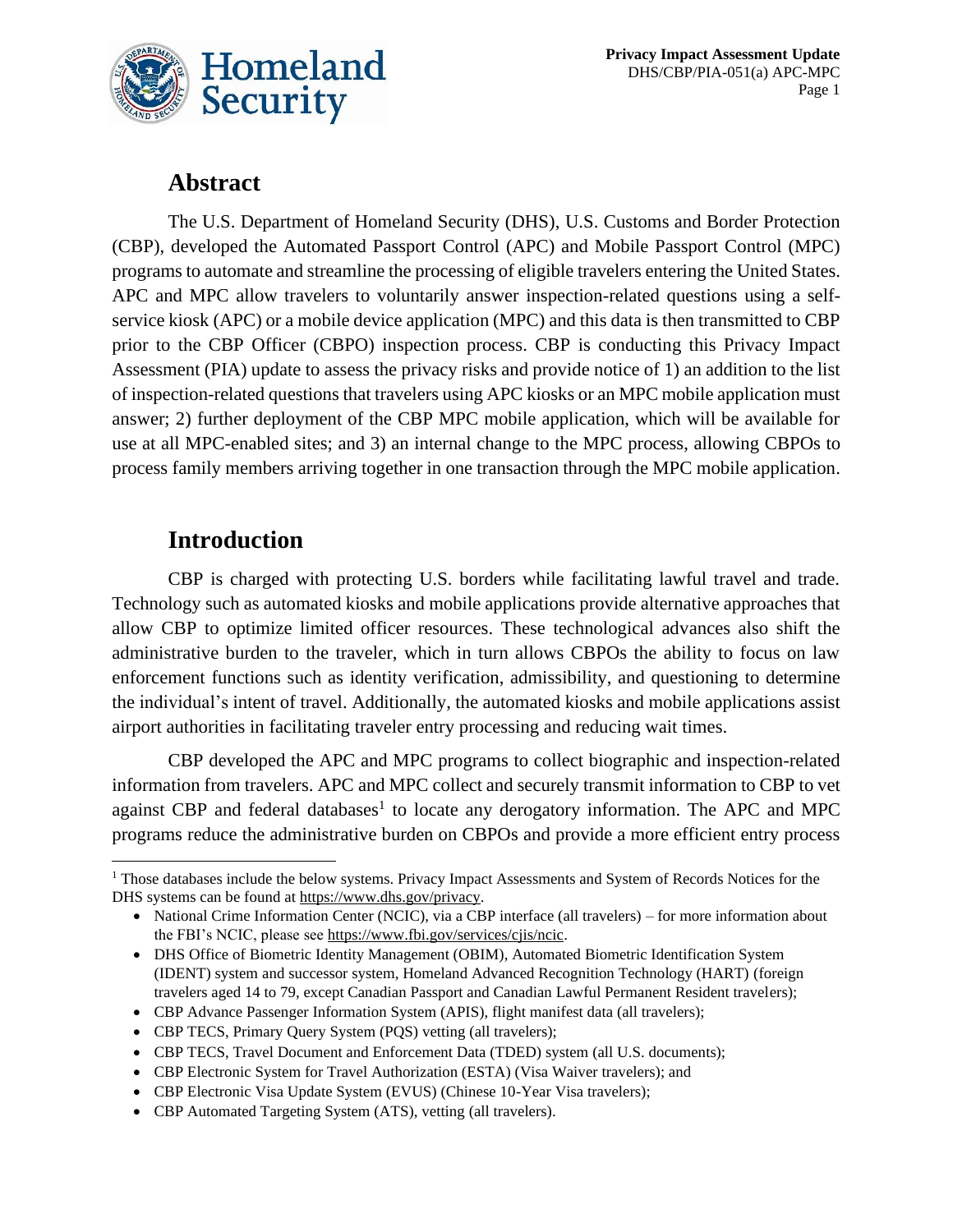## Abstract

The U.S. Department of Homeland Security (DHS), U.S. Customs and Border Protection (CBP), developed the Automated Passport Control (APC) and Mobile Passport Control (MPC) programs to automate and streamline the processing of eligible travelers entering the United States. APC and MPC allow travelers to voluntarily answer inspection-related questions using a self-service kiosk (APC) or a mobile device application (MPC) and this data is then transmitted to CBP prior to the CBP Officer (CBPO) inspection process. CBP is conducting this Privacy Impact Assessment (PIA) update to assess the privacy risks and provide notice of 1) an addition to the list of inspection-related questions that travelers using APC kiosks or an MPC mobile application must answer; 2) further deployment of the CBP MPC mobile application, which will be available for use at all MPC-enabled sites; and 3) an internal change to the MPC process, allowing CBPOs to process family members arriving together in one transaction through the MPC mobile application.

## Introduction

CBP is charged with protecting U.S. borders while facilitating lawful travel and trade. Technology such as automated kiosks and mobile applications provide alternative approaches that allow CBP to optimize limited officer resources. These technological advances also shift the administrative burden to the traveler, which in turn allows CBPOs the ability to focus on law enforcement functions such as identity verification, admissibility, and questioning to determine the individual's intent of travel. Additionally, the automated kiosks and mobile applications assist airport authorities in facilitating traveler entry processing and reducing wait times.

CBP developed the APC and MPC programs to collect biographic and inspection-related information from travelers. APC and MPC collect and securely transmit information to CBP to vet against CBP and federal databases[1] to locate any derogatory information. The APC and MPC programs reduce the administrative burden on CBPOs and provide a more efficient entry process

---

[1] Those databases include the below systems. Privacy Impact Assessments and System of Records Notices for the DHS systems can be found at https://www.dhs.gov/privacy.

- National Crime Information Center (NCIC), via a CBP interface (all travelers) – for more information about the FBI's NCIC, please see https://www.fbi.gov/services/cjis/ncic.
- DHS Office of Biometric Identity Management (OBIM), Automated Biometric Identification System (IDENT) system and successor system, Homeland Advanced Recognition Technology (HART) (foreign travelers aged 14 to 79, except Canadian Passport and Canadian Lawful Permanent Resident travelers);
- CBP Advance Passenger Information System (APIS), flight manifest data (all travelers);
- CBP TECS, Primary Query System (PQS) vetting (all travelers);
- CBP TECS, Travel Document and Enforcement Data (TDED) system (all U.S. documents);
- CBP Electronic System for Travel Authorization (ESTA) (Visa Waiver travelers); and
- CBP Electronic Visa Update System (EVUS) (Chinese 10-Year Visa travelers);
- CBP Automated Targeting System (ATS), vetting (all travelers).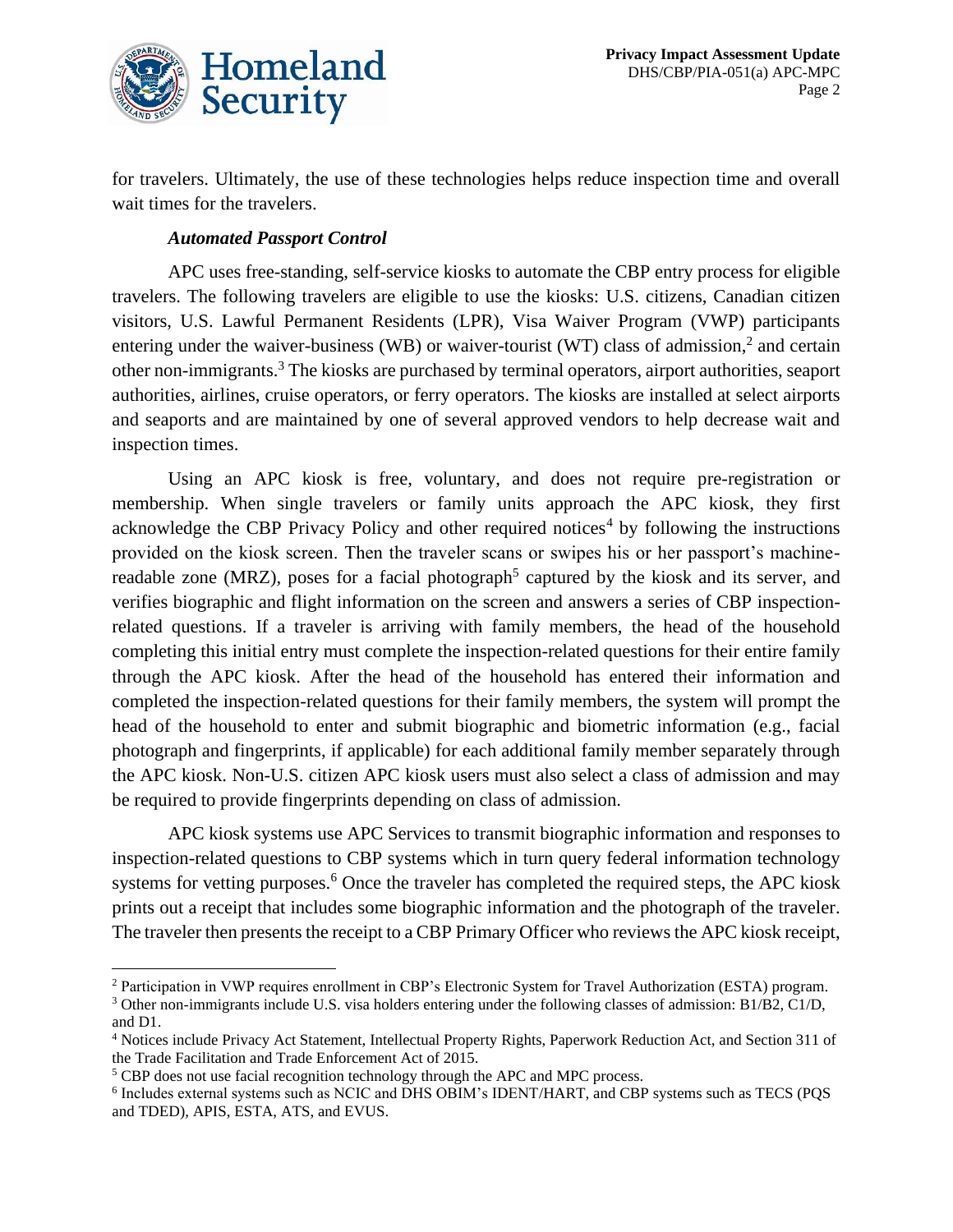for travelers. Ultimately, the use of these technologies helps reduce inspection time and overall wait times for the travelers.

***Automated Passport Control***

APC uses free-standing, self-service kiosks to automate the CBP entry process for eligible travelers. The following travelers are eligible to use the kiosks: U.S. citizens, Canadian citizen visitors, U.S. Lawful Permanent Residents (LPR), Visa Waiver Program (VWP) participants entering under the waiver-business (WB) or waiver-tourist (WT) class of admission,[2] and certain other non-immigrants.[3] The kiosks are purchased by terminal operators, airport authorities, seaport authorities, airlines, cruise operators, or ferry operators. The kiosks are installed at select airports and seaports and are maintained by one of several approved vendors to help decrease wait and inspection times.

Using an APC kiosk is free, voluntary, and does not require pre-registration or membership. When single travelers or family units approach the APC kiosk, they first acknowledge the CBP Privacy Policy and other required notices[4] by following the instructions provided on the kiosk screen. Then the traveler scans or swipes his or her passport's machine-readable zone (MRZ), poses for a facial photograph[5] captured by the kiosk and its server, and verifies biographic and flight information on the screen and answers a series of CBP inspection-related questions. If a traveler is arriving with family members, the head of the household completing this initial entry must complete the inspection-related questions for their entire family through the APC kiosk. After the head of the household has entered their information and completed the inspection-related questions for their family members, the system will prompt the head of the household to enter and submit biographic and biometric information (e.g., facial photograph and fingerprints, if applicable) for each additional family member separately through the APC kiosk. Non-U.S. citizen APC kiosk users must also select a class of admission and may be required to provide fingerprints depending on class of admission.

APC kiosk systems use APC Services to transmit biographic information and responses to inspection-related questions to CBP systems which in turn query federal information technology systems for vetting purposes.[6] Once the traveler has completed the required steps, the APC kiosk prints out a receipt that includes some biographic information and the photograph of the traveler. The traveler then presents the receipt to a CBP Primary Officer who reviews the APC kiosk receipt,

---

[2] Participation in VWP requires enrollment in CBP's Electronic System for Travel Authorization (ESTA) program.

[3] Other non-immigrants include U.S. visa holders entering under the following classes of admission: B1/B2, C1/D, and D1.

[4] Notices include Privacy Act Statement, Intellectual Property Rights, Paperwork Reduction Act, and Section 311 of the Trade Facilitation and Trade Enforcement Act of 2015.

[5] CBP does not use facial recognition technology through the APC and MPC process.

[6] Includes external systems such as NCIC and DHS OBIM's IDENT/HART, and CBP systems such as TECS (PQS and TDED), APIS, ESTA, ATS, and EVUS.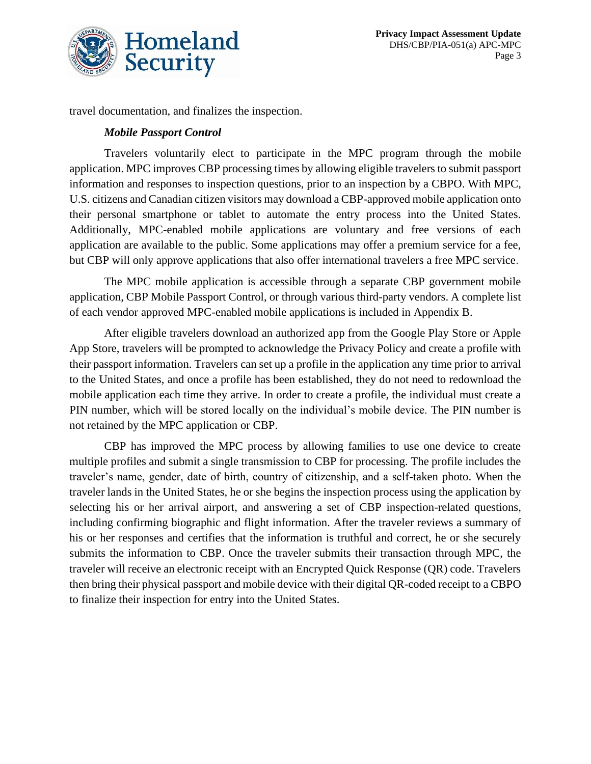travel documentation, and finalizes the inspection.

***Mobile Passport Control***

Travelers voluntarily elect to participate in the MPC program through the mobile application. MPC improves CBP processing times by allowing eligible travelers to submit passport information and responses to inspection questions, prior to an inspection by a CBPO. With MPC, U.S. citizens and Canadian citizen visitors may download a CBP-approved mobile application onto their personal smartphone or tablet to automate the entry process into the United States. Additionally, MPC-enabled mobile applications are voluntary and free versions of each application are available to the public. Some applications may offer a premium service for a fee, but CBP will only approve applications that also offer international travelers a free MPC service.

The MPC mobile application is accessible through a separate CBP government mobile application, CBP Mobile Passport Control, or through various third-party vendors. A complete list of each vendor approved MPC-enabled mobile applications is included in Appendix B.

After eligible travelers download an authorized app from the Google Play Store or Apple App Store, travelers will be prompted to acknowledge the Privacy Policy and create a profile with their passport information. Travelers can set up a profile in the application any time prior to arrival to the United States, and once a profile has been established, they do not need to redownload the mobile application each time they arrive. In order to create a profile, the individual must create a PIN number, which will be stored locally on the individual's mobile device. The PIN number is not retained by the MPC application or CBP.

CBP has improved the MPC process by allowing families to use one device to create multiple profiles and submit a single transmission to CBP for processing. The profile includes the traveler's name, gender, date of birth, country of citizenship, and a self-taken photo. When the traveler lands in the United States, he or she begins the inspection process using the application by selecting his or her arrival airport, and answering a set of CBP inspection-related questions, including confirming biographic and flight information. After the traveler reviews a summary of his or her responses and certifies that the information is truthful and correct, he or she securely submits the information to CBP. Once the traveler submits their transaction through MPC, the traveler will receive an electronic receipt with an Encrypted Quick Response (QR) code. Travelers then bring their physical passport and mobile device with their digital QR-coded receipt to a CBPO to finalize their inspection for entry into the United States.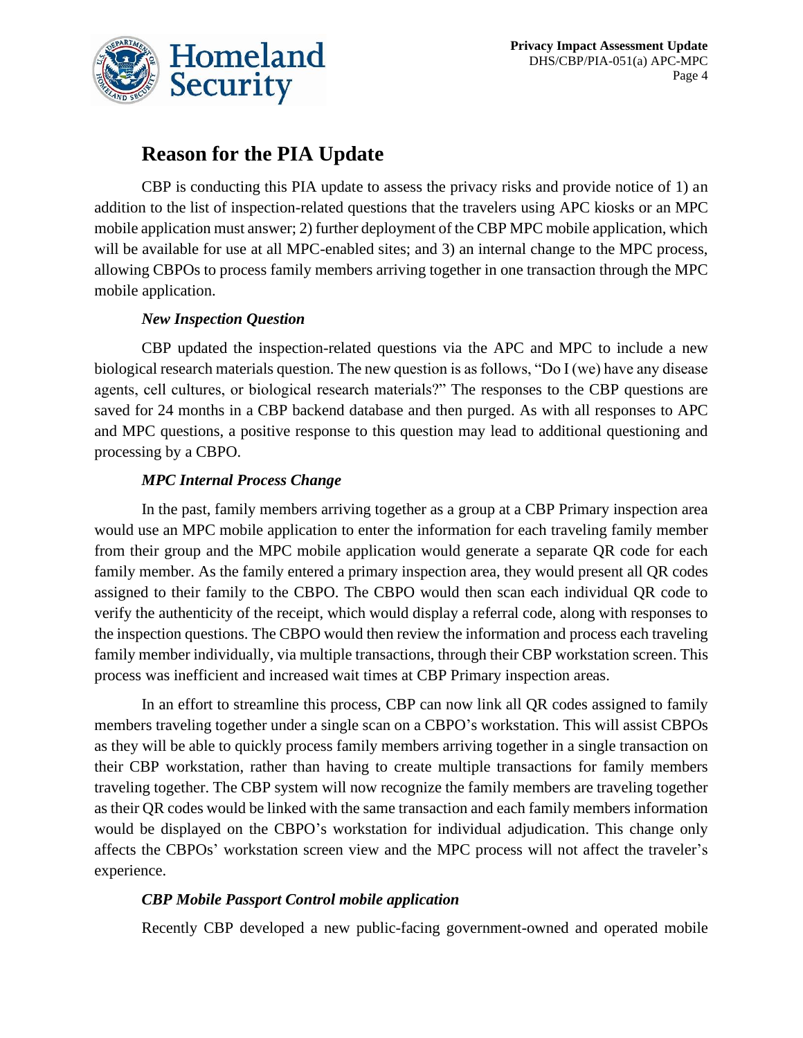## Reason for the PIA Update

CBP is conducting this PIA update to assess the privacy risks and provide notice of 1) an addition to the list of inspection-related questions that the travelers using APC kiosks or an MPC mobile application must answer; 2) further deployment of the CBP MPC mobile application, which will be available for use at all MPC-enabled sites; and 3) an internal change to the MPC process, allowing CBPOs to process family members arriving together in one transaction through the MPC mobile application.

### *New Inspection Question*

CBP updated the inspection-related questions via the APC and MPC to include a new biological research materials question. The new question is as follows, "Do I (we) have any disease agents, cell cultures, or biological research materials?" The responses to the CBP questions are saved for 24 months in a CBP backend database and then purged. As with all responses to APC and MPC questions, a positive response to this question may lead to additional questioning and processing by a CBPO.

### *MPC Internal Process Change*

In the past, family members arriving together as a group at a CBP Primary inspection area would use an MPC mobile application to enter the information for each traveling family member from their group and the MPC mobile application would generate a separate QR code for each family member. As the family entered a primary inspection area, they would present all QR codes assigned to their family to the CBPO. The CBPO would then scan each individual QR code to verify the authenticity of the receipt, which would display a referral code, along with responses to the inspection questions. The CBPO would then review the information and process each traveling family member individually, via multiple transactions, through their CBP workstation screen. This process was inefficient and increased wait times at CBP Primary inspection areas.

In an effort to streamline this process, CBP can now link all QR codes assigned to family members traveling together under a single scan on a CBPO's workstation. This will assist CBPOs as they will be able to quickly process family members arriving together in a single transaction on their CBP workstation, rather than having to create multiple transactions for family members traveling together. The CBP system will now recognize the family members are traveling together as their QR codes would be linked with the same transaction and each family members information would be displayed on the CBPO's workstation for individual adjudication. This change only affects the CBPOs' workstation screen view and the MPC process will not affect the traveler's experience.

### *CBP Mobile Passport Control mobile application*

Recently CBP developed a new public-facing government-owned and operated mobile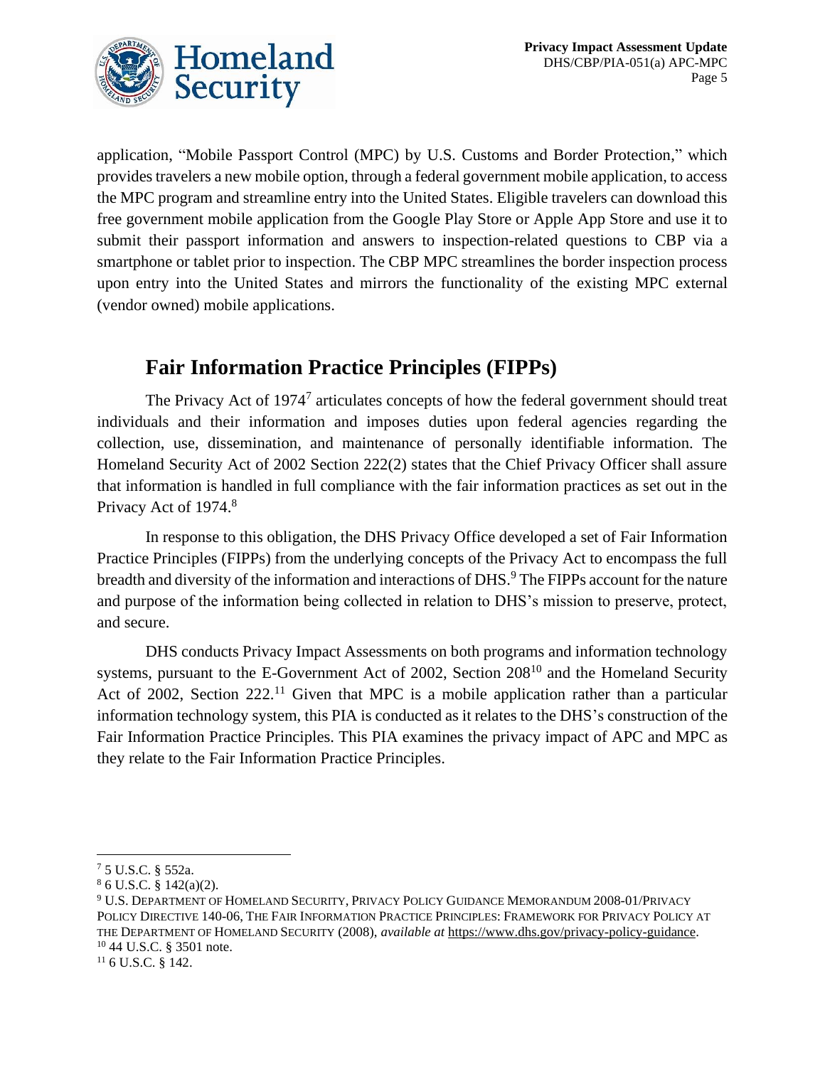application, "Mobile Passport Control (MPC) by U.S. Customs and Border Protection," which provides travelers a new mobile option, through a federal government mobile application, to access the MPC program and streamline entry into the United States. Eligible travelers can download this free government mobile application from the Google Play Store or Apple App Store and use it to submit their passport information and answers to inspection-related questions to CBP via a smartphone or tablet prior to inspection. The CBP MPC streamlines the border inspection process upon entry into the United States and mirrors the functionality of the existing MPC external (vendor owned) mobile applications.

## Fair Information Practice Principles (FIPPs)

The Privacy Act of 1974[7] articulates concepts of how the federal government should treat individuals and their information and imposes duties upon federal agencies regarding the collection, use, dissemination, and maintenance of personally identifiable information. The Homeland Security Act of 2002 Section 222(2) states that the Chief Privacy Officer shall assure that information is handled in full compliance with the fair information practices as set out in the Privacy Act of 1974.[8]

In response to this obligation, the DHS Privacy Office developed a set of Fair Information Practice Principles (FIPPs) from the underlying concepts of the Privacy Act to encompass the full breadth and diversity of the information and interactions of DHS.[9] The FIPPs account for the nature and purpose of the information being collected in relation to DHS's mission to preserve, protect, and secure.

DHS conducts Privacy Impact Assessments on both programs and information technology systems, pursuant to the E-Government Act of 2002, Section 208[10] and the Homeland Security Act of 2002, Section 222.[11] Given that MPC is a mobile application rather than a particular information technology system, this PIA is conducted as it relates to the DHS's construction of the Fair Information Practice Principles. This PIA examines the privacy impact of APC and MPC as they relate to the Fair Information Practice Principles.

---

[7] 5 U.S.C. § 552a.

[8] 6 U.S.C. § 142(a)(2).

[9] U.S. DEPARTMENT OF HOMELAND SECURITY, PRIVACY POLICY GUIDANCE MEMORANDUM 2008-01/PRIVACY POLICY DIRECTIVE 140-06, THE FAIR INFORMATION PRACTICE PRINCIPLES: FRAMEWORK FOR PRIVACY POLICY AT THE DEPARTMENT OF HOMELAND SECURITY (2008), *available at* https://www.dhs.gov/privacy-policy-guidance.

[10] 44 U.S.C. § 3501 note.

[11] 6 U.S.C. § 142.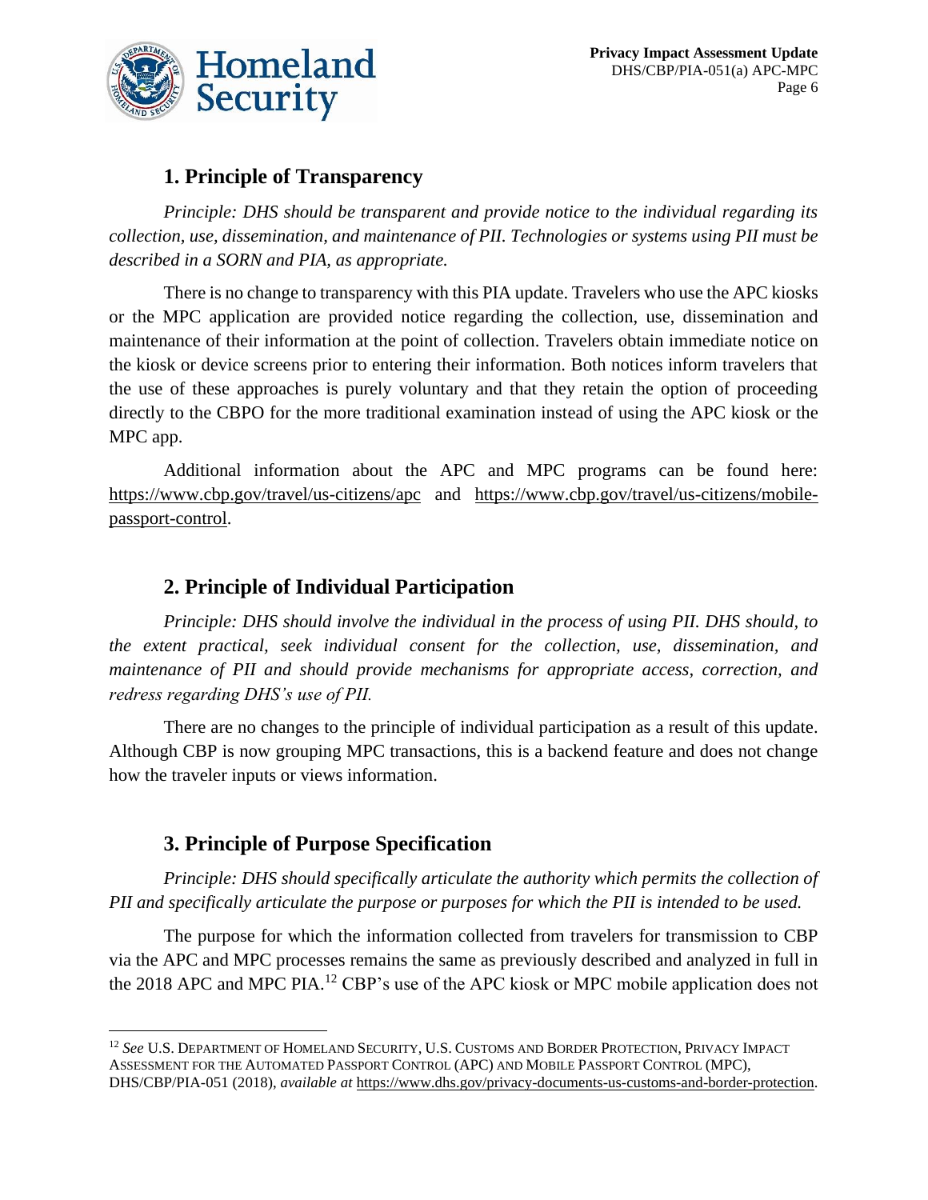## 1. Principle of Transparency

*Principle: DHS should be transparent and provide notice to the individual regarding its collection, use, dissemination, and maintenance of PII. Technologies or systems using PII must be described in a SORN and PIA, as appropriate.*

There is no change to transparency with this PIA update. Travelers who use the APC kiosks or the MPC application are provided notice regarding the collection, use, dissemination and maintenance of their information at the point of collection. Travelers obtain immediate notice on the kiosk or device screens prior to entering their information. Both notices inform travelers that the use of these approaches is purely voluntary and that they retain the option of proceeding directly to the CBPO for the more traditional examination instead of using the APC kiosk or the MPC app.

Additional information about the APC and MPC programs can be found here: https://www.cbp.gov/travel/us-citizens/apc and https://www.cbp.gov/travel/us-citizens/mobile-passport-control.

## 2. Principle of Individual Participation

*Principle: DHS should involve the individual in the process of using PII. DHS should, to the extent practical, seek individual consent for the collection, use, dissemination, and maintenance of PII and should provide mechanisms for appropriate access, correction, and redress regarding DHS's use of PII.*

There are no changes to the principle of individual participation as a result of this update. Although CBP is now grouping MPC transactions, this is a backend feature and does not change how the traveler inputs or views information.

## 3. Principle of Purpose Specification

*Principle: DHS should specifically articulate the authority which permits the collection of PII and specifically articulate the purpose or purposes for which the PII is intended to be used.*

The purpose for which the information collected from travelers for transmission to CBP via the APC and MPC processes remains the same as previously described and analyzed in full in the 2018 APC and MPC PIA.[12] CBP's use of the APC kiosk or MPC mobile application does not

[12] *See* U.S. DEPARTMENT OF HOMELAND SECURITY, U.S. CUSTOMS AND BORDER PROTECTION, PRIVACY IMPACT ASSESSMENT FOR THE AUTOMATED PASSPORT CONTROL (APC) AND MOBILE PASSPORT CONTROL (MPC), DHS/CBP/PIA-051 (2018), *available at* https://www.dhs.gov/privacy-documents-us-customs-and-border-protection.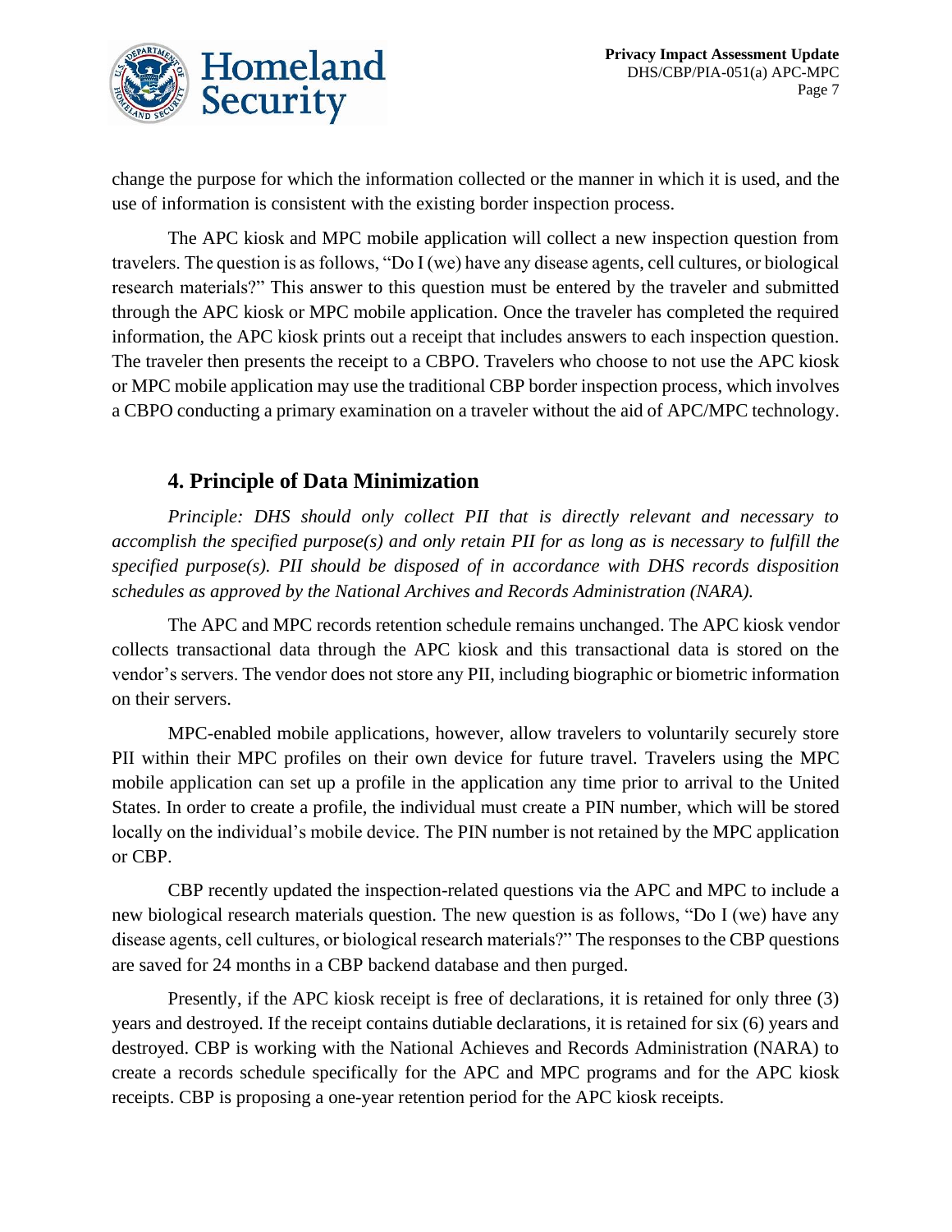change the purpose for which the information collected or the manner in which it is used, and the use of information is consistent with the existing border inspection process.

The APC kiosk and MPC mobile application will collect a new inspection question from travelers. The question is as follows, "Do I (we) have any disease agents, cell cultures, or biological research materials?" This answer to this question must be entered by the traveler and submitted through the APC kiosk or MPC mobile application. Once the traveler has completed the required information, the APC kiosk prints out a receipt that includes answers to each inspection question. The traveler then presents the receipt to a CBPO. Travelers who choose to not use the APC kiosk or MPC mobile application may use the traditional CBP border inspection process, which involves a CBPO conducting a primary examination on a traveler without the aid of APC/MPC technology.

## 4. Principle of Data Minimization

*Principle: DHS should only collect PII that is directly relevant and necessary to accomplish the specified purpose(s) and only retain PII for as long as is necessary to fulfill the specified purpose(s). PII should be disposed of in accordance with DHS records disposition schedules as approved by the National Archives and Records Administration (NARA).*

The APC and MPC records retention schedule remains unchanged. The APC kiosk vendor collects transactional data through the APC kiosk and this transactional data is stored on the vendor's servers. The vendor does not store any PII, including biographic or biometric information on their servers.

MPC-enabled mobile applications, however, allow travelers to voluntarily securely store PII within their MPC profiles on their own device for future travel. Travelers using the MPC mobile application can set up a profile in the application any time prior to arrival to the United States. In order to create a profile, the individual must create a PIN number, which will be stored locally on the individual's mobile device. The PIN number is not retained by the MPC application or CBP.

CBP recently updated the inspection-related questions via the APC and MPC to include a new biological research materials question. The new question is as follows, "Do I (we) have any disease agents, cell cultures, or biological research materials?" The responses to the CBP questions are saved for 24 months in a CBP backend database and then purged.

Presently, if the APC kiosk receipt is free of declarations, it is retained for only three (3) years and destroyed. If the receipt contains dutiable declarations, it is retained for six (6) years and destroyed. CBP is working with the National Achieves and Records Administration (NARA) to create a records schedule specifically for the APC and MPC programs and for the APC kiosk receipts. CBP is proposing a one-year retention period for the APC kiosk receipts.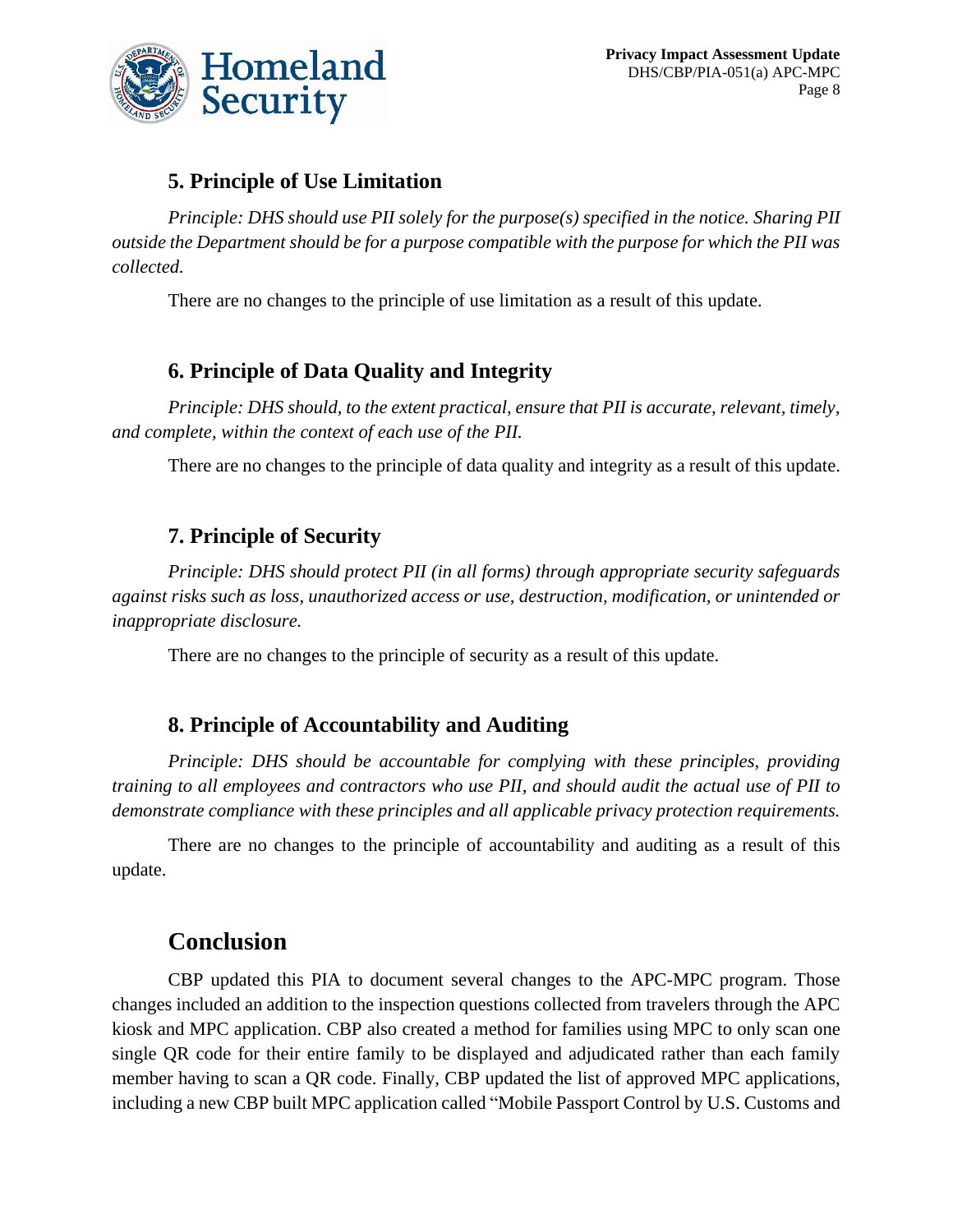## 5. Principle of Use Limitation

*Principle: DHS should use PII solely for the purpose(s) specified in the notice. Sharing PII outside the Department should be for a purpose compatible with the purpose for which the PII was collected.*

There are no changes to the principle of use limitation as a result of this update.

## 6. Principle of Data Quality and Integrity

*Principle: DHS should, to the extent practical, ensure that PII is accurate, relevant, timely, and complete, within the context of each use of the PII.*

There are no changes to the principle of data quality and integrity as a result of this update.

## 7. Principle of Security

*Principle: DHS should protect PII (in all forms) through appropriate security safeguards against risks such as loss, unauthorized access or use, destruction, modification, or unintended or inappropriate disclosure.*

There are no changes to the principle of security as a result of this update.

## 8. Principle of Accountability and Auditing

*Principle: DHS should be accountable for complying with these principles, providing training to all employees and contractors who use PII, and should audit the actual use of PII to demonstrate compliance with these principles and all applicable privacy protection requirements.*

There are no changes to the principle of accountability and auditing as a result of this update.

# Conclusion

CBP updated this PIA to document several changes to the APC-MPC program. Those changes included an addition to the inspection questions collected from travelers through the APC kiosk and MPC application. CBP also created a method for families using MPC to only scan one single QR code for their entire family to be displayed and adjudicated rather than each family member having to scan a QR code. Finally, CBP updated the list of approved MPC applications, including a new CBP built MPC application called "Mobile Passport Control by U.S. Customs and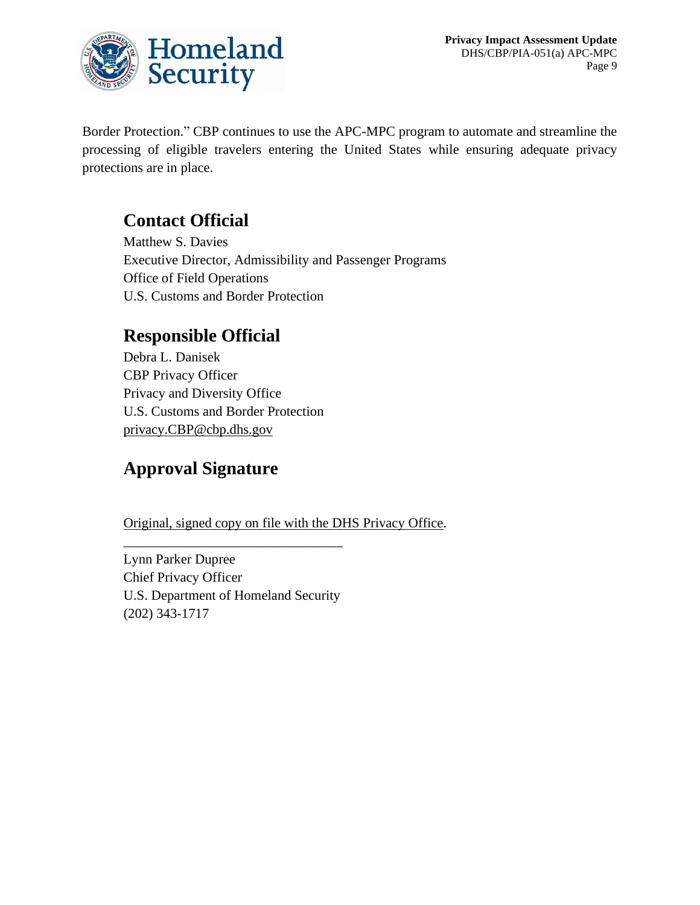Border Protection." CBP continues to use the APC-MPC program to automate and streamline the processing of eligible travelers entering the United States while ensuring adequate privacy protections are in place.

## Contact Official

Matthew S. Davies
Executive Director, Admissibility and Passenger Programs
Office of Field Operations
U.S. Customs and Border Protection

## Responsible Official

Debra L. Danisek
CBP Privacy Officer
Privacy and Diversity Office
U.S. Customs and Border Protection
privacy.CBP@cbp.dhs.gov

## Approval Signature

Original, signed copy on file with the DHS Privacy Office.

________________________________

Lynn Parker Dupree
Chief Privacy Officer
U.S. Department of Homeland Security
(202) 343-1717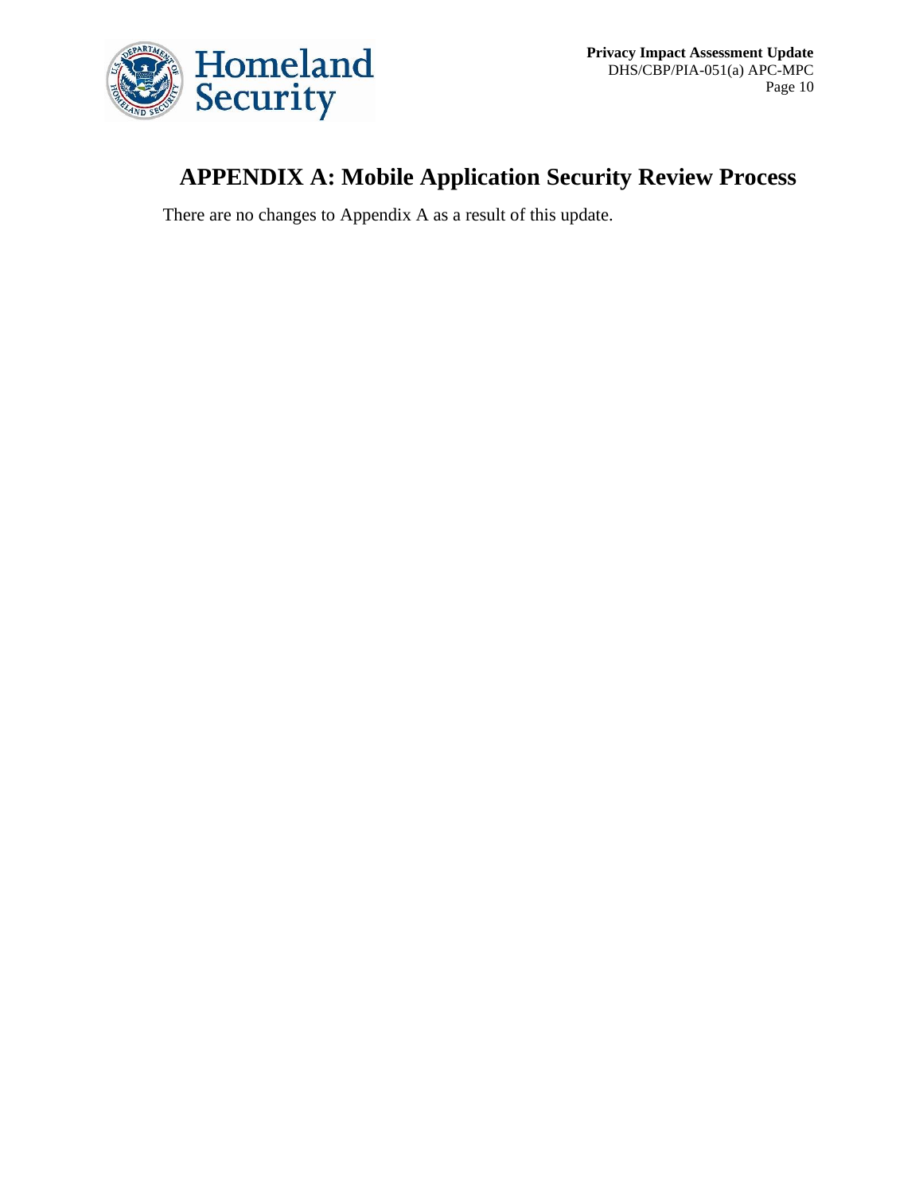# APPENDIX A: Mobile Application Security Review Process

There are no changes to Appendix A as a result of this update.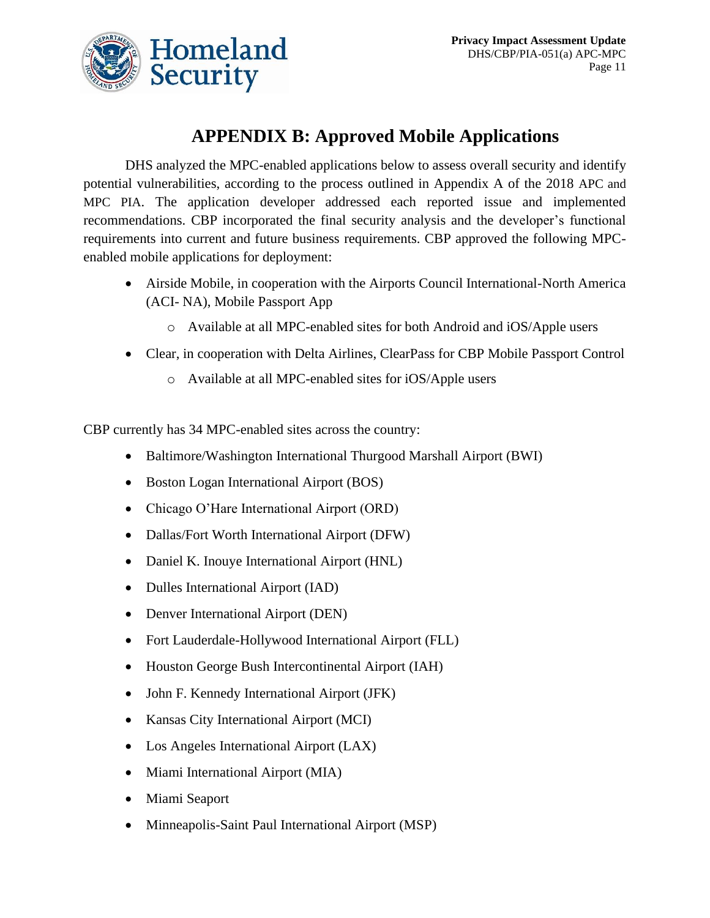# APPENDIX B: Approved Mobile Applications

DHS analyzed the MPC-enabled applications below to assess overall security and identify potential vulnerabilities, according to the process outlined in Appendix A of the 2018 APC and MPC PIA. The application developer addressed each reported issue and implemented recommendations. CBP incorporated the final security analysis and the developer's functional requirements into current and future business requirements. CBP approved the following MPC-enabled mobile applications for deployment:

- Airside Mobile, in cooperation with the Airports Council International-North America (ACI- NA), Mobile Passport App
  - Available at all MPC-enabled sites for both Android and iOS/Apple users
- Clear, in cooperation with Delta Airlines, ClearPass for CBP Mobile Passport Control
  - Available at all MPC-enabled sites for iOS/Apple users

CBP currently has 34 MPC-enabled sites across the country:

- Baltimore/Washington International Thurgood Marshall Airport (BWI)
- Boston Logan International Airport (BOS)
- Chicago O'Hare International Airport (ORD)
- Dallas/Fort Worth International Airport (DFW)
- Daniel K. Inouye International Airport (HNL)
- Dulles International Airport (IAD)
- Denver International Airport (DEN)
- Fort Lauderdale-Hollywood International Airport (FLL)
- Houston George Bush Intercontinental Airport (IAH)
- John F. Kennedy International Airport (JFK)
- Kansas City International Airport (MCI)
- Los Angeles International Airport (LAX)
- Miami International Airport (MIA)
- Miami Seaport
- Minneapolis-Saint Paul International Airport (MSP)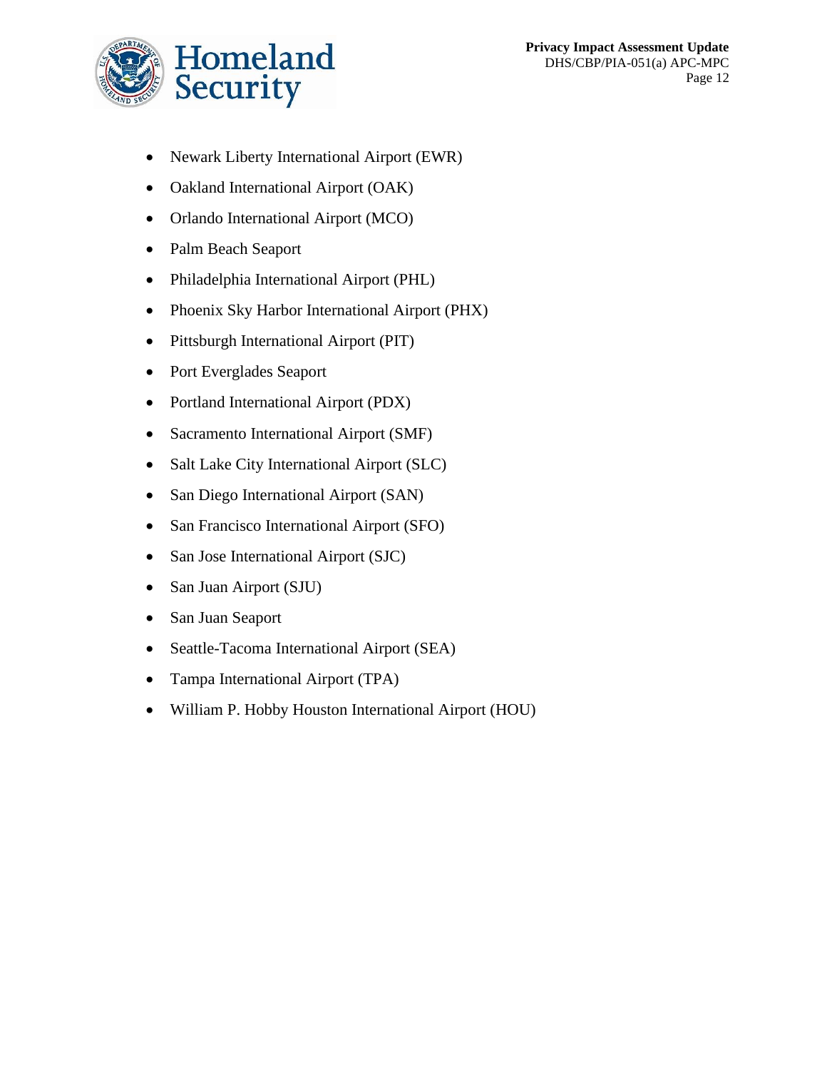- Newark Liberty International Airport (EWR)
- Oakland International Airport (OAK)
- Orlando International Airport (MCO)
- Palm Beach Seaport
- Philadelphia International Airport (PHL)
- Phoenix Sky Harbor International Airport (PHX)
- Pittsburgh International Airport (PIT)
- Port Everglades Seaport
- Portland International Airport (PDX)
- Sacramento International Airport (SMF)
- Salt Lake City International Airport (SLC)
- San Diego International Airport (SAN)
- San Francisco International Airport (SFO)
- San Jose International Airport (SJC)
- San Juan Airport (SJU)
- San Juan Seaport
- Seattle-Tacoma International Airport (SEA)
- Tampa International Airport (TPA)
- William P. Hobby Houston International Airport (HOU)